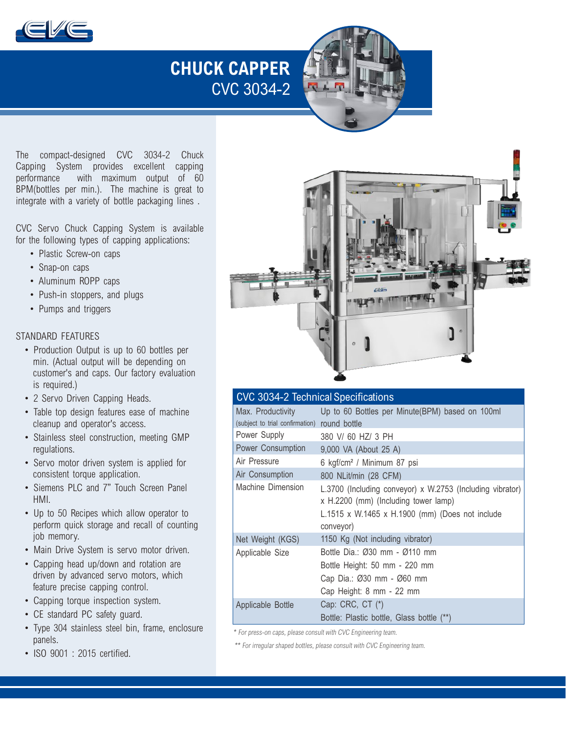# CHUCK CAPPER

## CVC 3034-2

The compact-designed CVC 3034-2 Chuck Capping System provides excellent capping performance with maximum output of 60 BPM(bottles per min.). The machine is great to integrate with a variety of bottle packaging lines .

CVC Servo Chuck Capping System is available for the following types of capping applications:

- Plastic Screw-on caps
- Snap-on caps
- Aluminum ROPP caps
- Push-in stoppers, and plugs
- Pumps and triggers

STANDARD FEATURES

- Production Output is up to 60 bottles per min. (Actual output will be depending on customer's and caps. Our factory evaluation is required.)
- 2 Servo Driven Capping Heads.
- Table top design features ease of machine cleanup and operator's access.
- Stainless steel construction, meeting GMP regulations.
- Servo motor driven system is applied for consistent torque application.
- Siemens PLC and 7" Touch Screen Panel HMI.
- Up to 50 Recipes which allow operator to perform quick storage and recall of counting job memory.
- Main Drive System is servo motor driven.
- Capping head up/down and rotation are driven by advanced servo motors, which feature precise capping control.
- Capping torque inspection system.
- CE standard PC safety guard.
- Type 304 stainless steel bin, frame, enclosure panels.
- ISO 9001 : 2015 certified.

| CVC 3034-2 Technical Specifications | |
|---|---|
| Max. Productivity (subject to trial confirmation) | Up to 60 Bottles per Minute(BPM) based on 100ml round bottle |
| Power Supply | 380 V/ 60 HZ/ 3 PH |
| Power Consumption | 9,000 VA (About 25 A) |
| Air Pressure | 6 kgf/cm² / Minimum 87 psi |
| Air Consumption | 800 NLit/min (28 CFM) |
| Machine Dimension | L.3700 (Including conveyor) x W.2753 (Including vibrator) x H.2200 (mm) (Including tower lamp)<br>L.1515 x W.1465 x H.1900 (mm) (Does not include conveyor) |
| Net Weight (KGS) | 1150 Kg (Not including vibrator) |
| Applicable Size | Bottle Dia.: Ø30 mm - Ø110 mm<br>Bottle Height: 50 mm - 220 mm<br>Cap Dia.: Ø30 mm - Ø60 mm<br>Cap Height: 8 mm - 22 mm |
| Applicable Bottle | Cap: CRC, CT (*)<br>Bottle: Plastic bottle, Glass bottle (**) |

*\* For press-on caps, please consult with CVC Engineering team.*

*\*\* For irregular shaped bottles, please consult with CVC Engineering team.*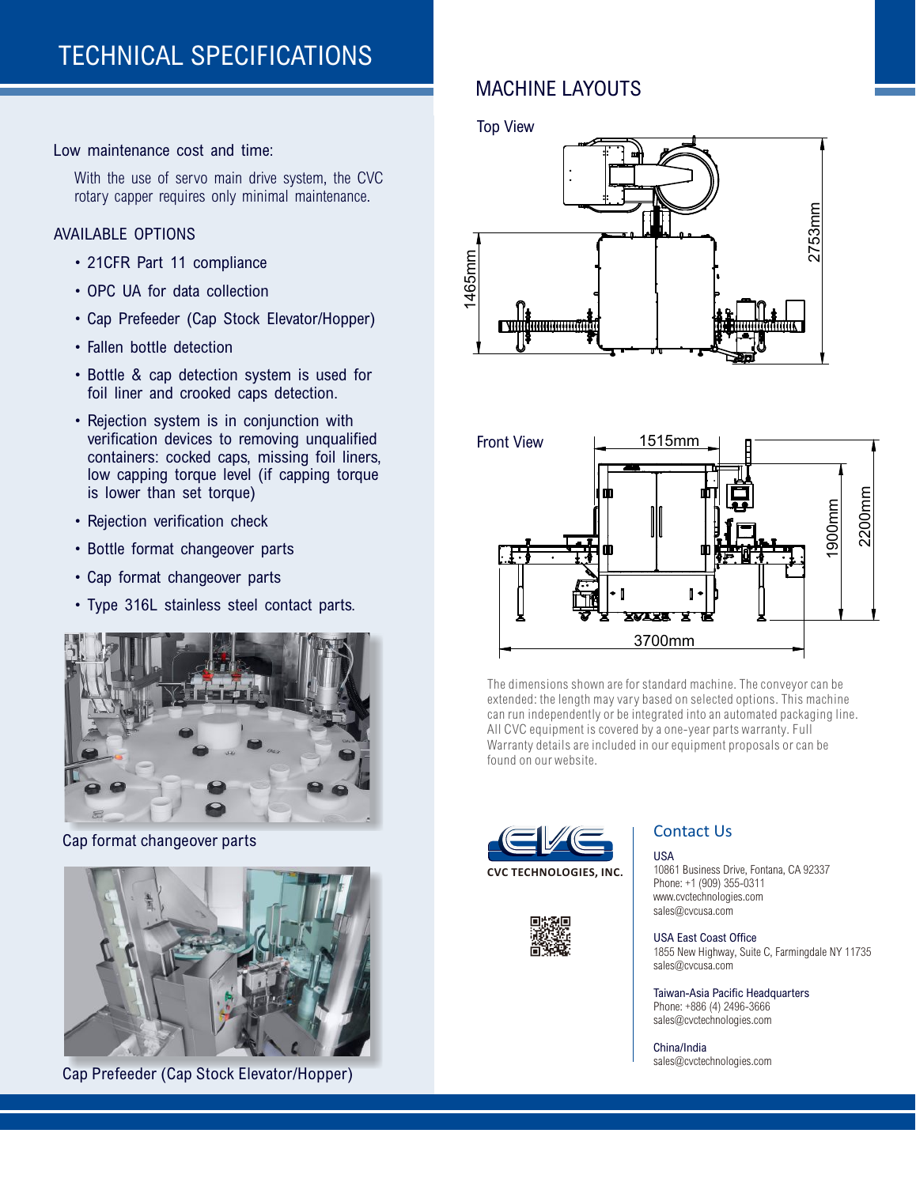# TECHNICAL SPECIFICATIONS

Low maintenance cost and time:

With the use of servo main drive system, the CVC rotary capper requires only minimal maintenance.

## AVAILABLE OPTIONS

- 21CFR Part 11 compliance
- OPC UA for data collection
- Cap Prefeeder (Cap Stock Elevator/Hopper)
- Fallen bottle detection
- Bottle & cap detection system is used for foil liner and crooked caps detection.
- Rejection system is in conjunction with verification devices to removing unqualified containers: cocked caps, missing foil liners, low capping torque level (if capping torque is lower than set torque)
- Rejection verification check
- Bottle format changeover parts
- Cap format changeover parts
- Type 316L stainless steel contact parts.

Cap format changeover parts

Cap Prefeeder (Cap Stock Elevator/Hopper)

## MACHINE LAYOUTS

Top View

2753mm

1465mm

Front View

1515mm

1900mm

2200mm

3700mm

The dimensions shown are for standard machine. The conveyor can be extended: the length may vary based on selected options. This machine can run independently or be integrated into an automated packaging line. All CVC equipment is covered by a one-year parts warranty. Full Warranty details are included in our equipment proposals or can be found on our website.

CVC TECHNOLOGIES, INC.

## Contact Us

USA
10861 Business Drive, Fontana, CA 92337
Phone: +1 (909) 355-0311
www.cvctechnologies.com
sales@cvcusa.com

USA East Coast Office
1855 New Highway, Suite C, Farmingdale NY 11735
sales@cvcusa.com

Taiwan-Asia Pacific Headquarters
Phone: +886 (4) 2496-3666
sales@cvctechnologies.com

China/India
sales@cvctechnologies.com